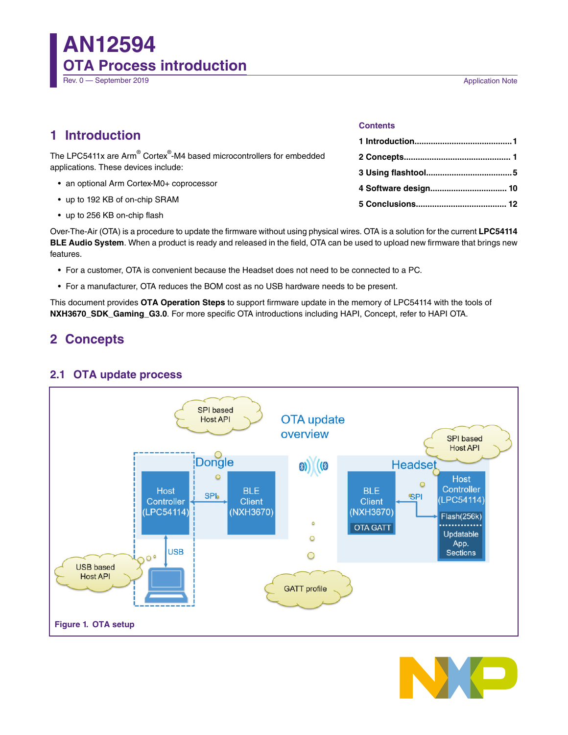# AN12594

## OTA Process introduction

Rev. 0 — September 2019

Application Note

**Contents**

- 1 Introduction.......1
- 2 Concepts.......1
- 3 Using flashtool.......5
- 4 Software design.......10
- 5 Conclusions.......12

## 1 Introduction

The LPC5411x are Arm® Cortex®-M4 based microcontrollers for embedded applications. These devices include:

- an optional Arm Cortex-M0+ coprocessor
- up to 192 KB of on-chip SRAM
- up to 256 KB on-chip flash

Over-The-Air (OTA) is a procedure to update the firmware without using physical wires. OTA is a solution for the current **LPC54114 BLE Audio System**. When a product is ready and released in the field, OTA can be used to upload new firmware that brings new features.

- For a customer, OTA is convenient because the Headset does not need to be connected to a PC.
- For a manufacturer, OTA reduces the BOM cost as no USB hardware needs to be present.

This document provides **OTA Operation Steps** to support firmware update in the memory of LPC54114 with the tools of **NXH3670_SDK_Gaming_G3.0**. For more specific OTA introductions including HAPI, Concept, refer to HAPI OTA.

## 2 Concepts

### 2.1 OTA update process

Figure 1. OTA setup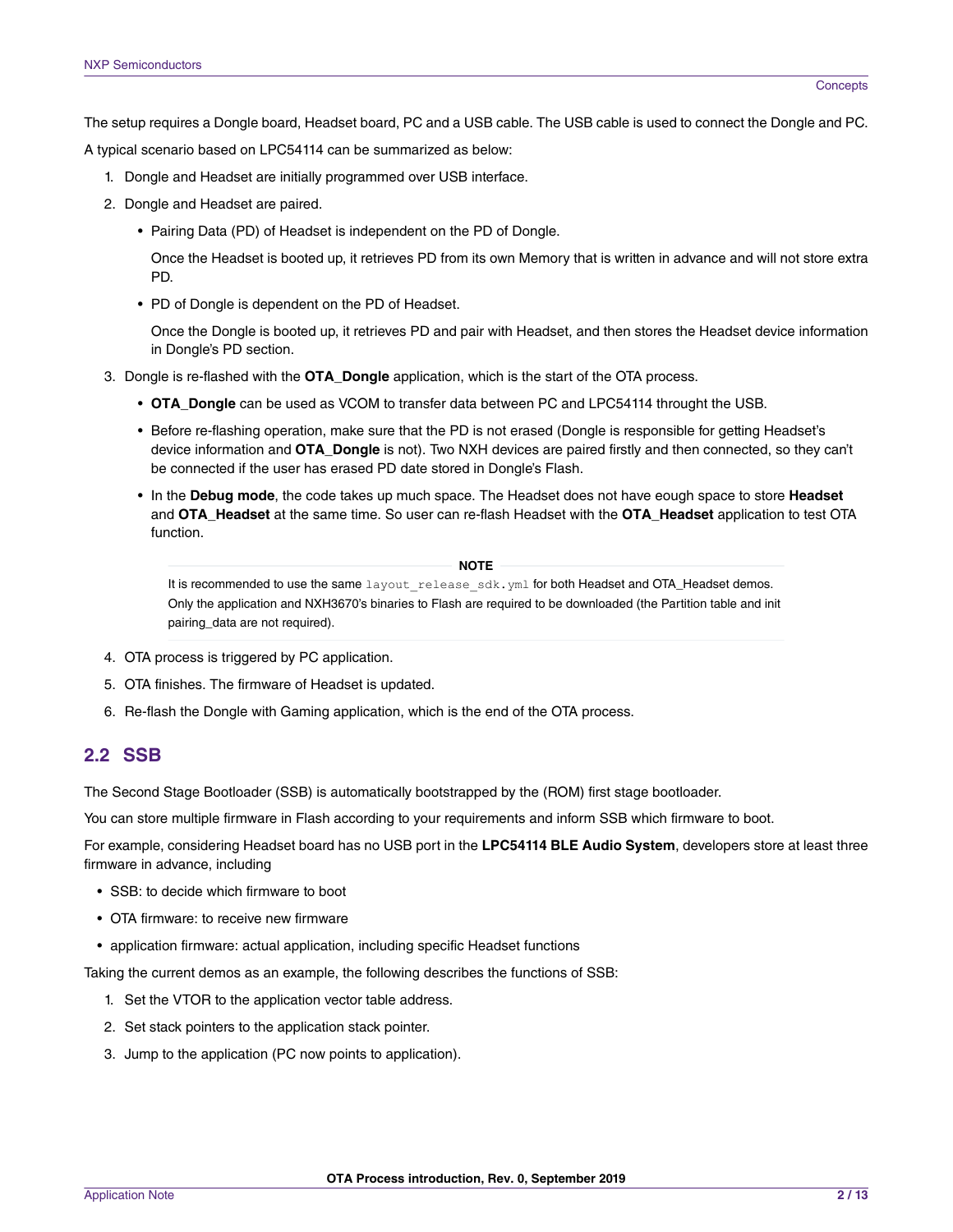The setup requires a Dongle board, Headset board, PC and a USB cable. The USB cable is used to connect the Dongle and PC.

A typical scenario based on LPC54114 can be summarized as below:

1. Dongle and Headset are initially programmed over USB interface.
2. Dongle and Headset are paired.
   - Pairing Data (PD) of Headset is independent on the PD of Dongle.

     Once the Headset is booted up, it retrieves PD from its own Memory that is written in advance and will not store extra PD.
   - PD of Dongle is dependent on the PD of Headset.

     Once the Dongle is booted up, it retrieves PD and pair with Headset, and then stores the Headset device information in Dongle's PD section.
3. Dongle is re-flashed with the **OTA_Dongle** application, which is the start of the OTA process.
   - **OTA_Dongle** can be used as VCOM to transfer data between PC and LPC54114 throught the USB.
   - Before re-flashing operation, make sure that the PD is not erased (Dongle is responsible for getting Headset's device information and **OTA_Dongle** is not). Two NXH devices are paired firstly and then connected, so they can't be connected if the user has erased PD date stored in Dongle's Flash.
   - In the **Debug mode**, the code takes up much space. The Headset does not have eough space to store **Headset** and **OTA_Headset** at the same time. So user can re-flash Headset with the **OTA_Headset** application to test OTA function.

     **NOTE**

     It is recommended to use the same `layout_release_sdk.yml` for both Headset and OTA_Headset demos. Only the application and NXH3670's binaries to Flash are required to be downloaded (the Partition table and init pairing_data are not required).
4. OTA process is triggered by PC application.
5. OTA finishes. The firmware of Headset is updated.
6. Re-flash the Dongle with Gaming application, which is the end of the OTA process.

## 2.2 SSB

The Second Stage Bootloader (SSB) is automatically bootstrapped by the (ROM) first stage bootloader.

You can store multiple firmware in Flash according to your requirements and inform SSB which firmware to boot.

For example, considering Headset board has no USB port in the **LPC54114 BLE Audio System**, developers store at least three firmware in advance, including

- SSB: to decide which firmware to boot
- OTA firmware: to receive new firmware
- application firmware: actual application, including specific Headset functions

Taking the current demos as an example, the following describes the functions of SSB:

1. Set the VTOR to the application vector table address.
2. Set stack pointers to the application stack pointer.
3. Jump to the application (PC now points to application).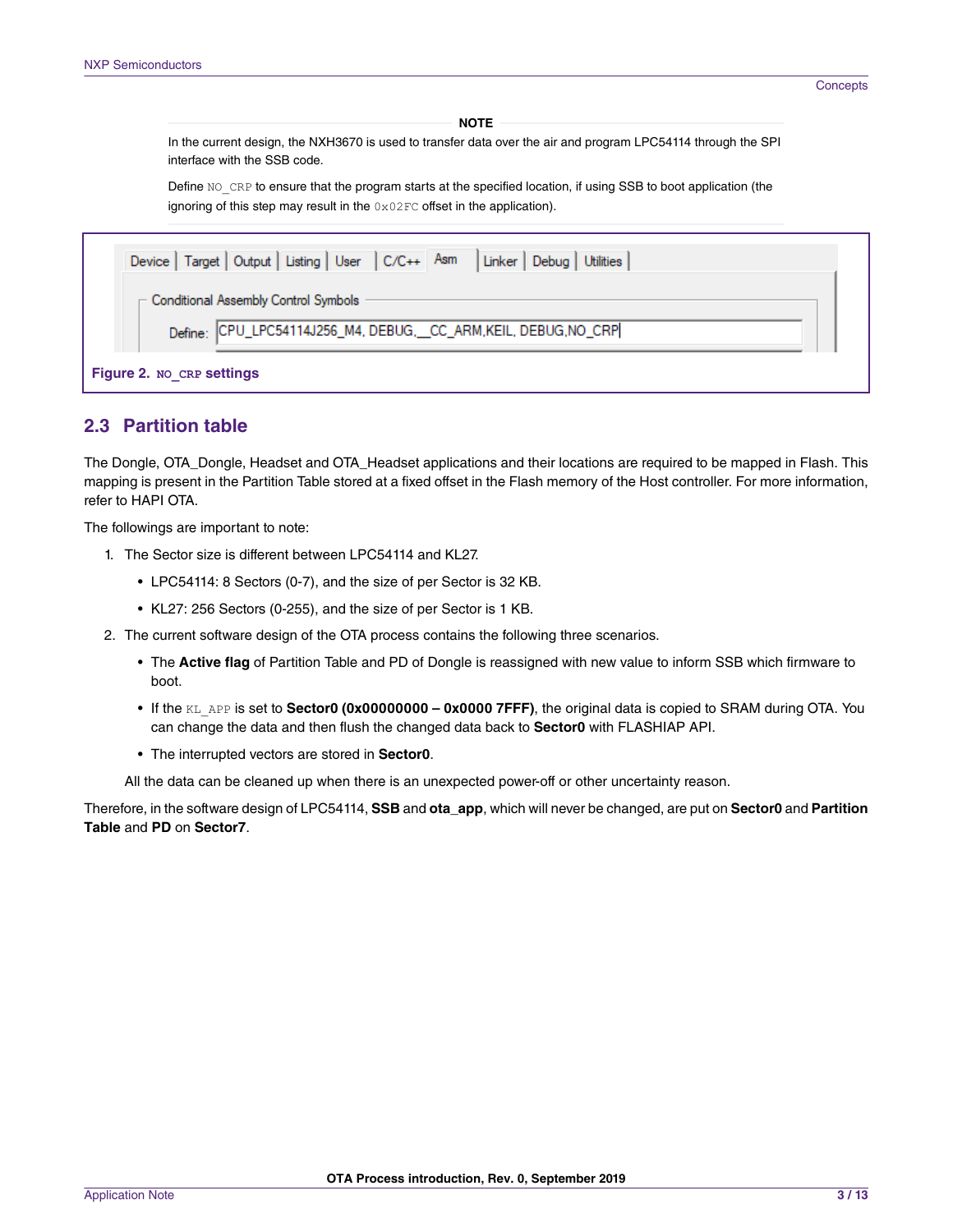**NOTE**

In the current design, the NXH3670 is used to transfer data over the air and program LPC54114 through the SPI interface with the SSB code.

Define `NO_CRP` to ensure that the program starts at the specified location, if using SSB to boot application (the ignoring of this step may result in the `0x02FC` offset in the application).

Device | Target | Output | Listing | User | C/C++ | Asm | Linker | Debug | Utilities

Conditional Assembly Control Symbols

Define: CPU_LPC54114J256_M4, DEBUG,__CC_ARM,KEIL, DEBUG,NO_CRP

**Figure 2. `NO_CRP` settings**

## 2.3 Partition table

The Dongle, OTA_Dongle, Headset and OTA_Headset applications and their locations are required to be mapped in Flash. This mapping is present in the Partition Table stored at a fixed offset in the Flash memory of the Host controller. For more information, refer to HAPI OTA.

The followings are important to note:

1. The Sector size is different between LPC54114 and KL27.
   - LPC54114: 8 Sectors (0-7), and the size of per Sector is 32 KB.
   - KL27: 256 Sectors (0-255), and the size of per Sector is 1 KB.
2. The current software design of the OTA process contains the following three scenarios.
   - The **Active flag** of Partition Table and PD of Dongle is reassigned with new value to inform SSB which firmware to boot.
   - If the `KL_APP` is set to **Sector0 (0x00000000 – 0x0000 7FFF)**, the original data is copied to SRAM during OTA. You can change the data and then flush the changed data back to **Sector0** with FLASHIAP API.
   - The interrupted vectors are stored in **Sector0**.

   All the data can be cleaned up when there is an unexpected power-off or other uncertainty reason.

Therefore, in the software design of LPC54114, **SSB** and **ota_app**, which will never be changed, are put on **Sector0** and **Partition Table** and **PD** on **Sector7**.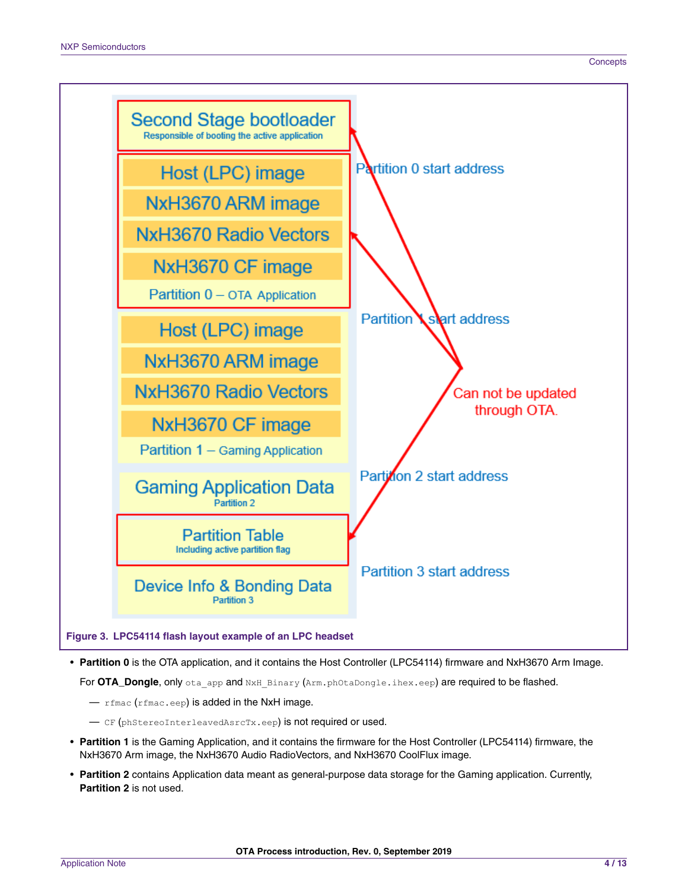Second Stage bootloader
Responsible of booting the active application

Host (LPC) image
NxH3670 ARM image
NxH3670 Radio Vectors
NxH3670 CF image
Partition 0 – OTA Application

Partition 0 start address

Host (LPC) image
NxH3670 ARM image
NxH3670 Radio Vectors
NxH3670 CF image
Partition 1 – Gaming Application

Partition 1 start address

Can not be updated through OTA.

Gaming Application Data
Partition 2

Partition 2 start address

Partition Table
Including active partition flag

Device Info & Bonding Data
Partition 3

Partition 3 start address

**Figure 3. LPC54114 flash layout example of an LPC headset**

- **Partition 0** is the OTA application, and it contains the Host Controller (LPC54114) firmware and NxH3670 Arm Image.

  For **OTA_Dongle**, only `ota_app` and `NxH_Binary` (`Arm.phOtaDongle.ihex.eep`) are required to be flashed.

  — `rfmac` (`rfmac.eep`) is added in the NxH image.

  — `CF` (`phStereoInterleavedAsrcTx.eep`) is not required or used.

- **Partition 1** is the Gaming Application, and it contains the firmware for the Host Controller (LPC54114) firmware, the NxH3670 Arm image, the NxH3670 Audio RadioVectors, and NxH3670 CoolFlux image.
- **Partition 2** contains Application data meant as general-purpose data storage for the Gaming application. Currently, **Partition 2** is not used.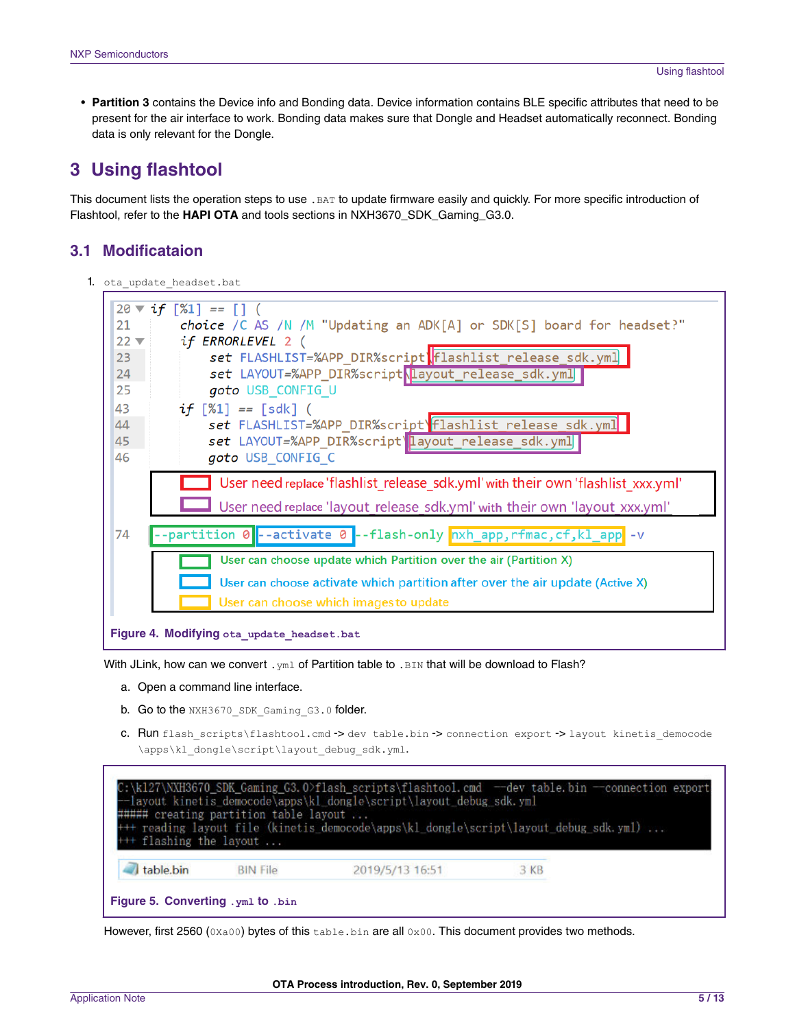- **Partition 3** contains the Device info and Bonding data. Device information contains BLE specific attributes that need to be present for the air interface to work. Bonding data makes sure that Dongle and Headset automatically reconnect. Bonding data is only relevant for the Dongle.

## 3 Using flashtool

This document lists the operation steps to use `.BAT` to update firmware easily and quickly. For more specific introduction of Flashtool, refer to the **HAPI OTA** and tools sections in NXH3670_SDK_Gaming_G3.0.

### 3.1 Modificataion

1. `ota_update_headset.bat`

```
20 if [%1] == [] (
21     choice /C AS /N /M "Updating an ADK[A] or SDK[S] board for headset?"
22     if ERRORLEVEL 2 (
23         set FLASHLIST=%APP_DIR%script\flashlist_release_sdk.yml
24         set LAYOUT=%APP_DIR%script\layout_release_sdk.yml
25         goto USB_CONFIG_U
43     if [%1] == [sdk] (
44         set FLASHLIST=%APP_DIR%script\flashlist_release_sdk.yml
45         set LAYOUT=%APP_DIR%script\layout_release_sdk.yml
46         goto USB_CONFIG_C
```

User need replace 'flashlist_release_sdk.yml' with their own 'flashlist_xxx.yml'

User need replace 'layout_release_sdk.yml' with their own 'layout_xxx.yml'

```
74 --partition 0 --activate 0 --flash-only nxh_app,rfmac,cf,kl_app -v
```

User can choose update which Partition over the air (Partition X)

User can choose activate which partition after over the air update (Active X)

User can choose which images to update

**Figure 4. Modifying `ota_update_headset.bat`**

With JLink, how can we convert `.yml` of Partition table to `.BIN` that will be download to Flash?

a. Open a command line interface.

b. Go to the `NXH3670_SDK_Gaming_G3.0` folder.

c. Run `flash_scripts\flashtool.cmd` -> `dev table.bin` -> `connection export` -> `layout kinetis_democode \apps\kl_dongle\script\layout_debug_sdk.yml`.

```
C:\k127\NXH3670_SDK_Gaming_G3.0>flash_scripts\flashtool.cmd --dev table.bin --connection export
--layout kinetis_democode\apps\kl_dongle\script\layout_debug_sdk.yml
##### creating partition table layout ...
+++ reading layout file (kinetis_democode\apps\kl_dongle\script\layout_debug_sdk.yml) ...
+++ flashing the layout ...
```

| table.bin | BIN File | 2019/5/13 16:51 | 3 KB |
|---|---|---|---|

**Figure 5. Converting `.yml` to `.bin`**

However, first 2560 (`0Xa00`) bytes of this `table.bin` are all `0x00`. This document provides two methods.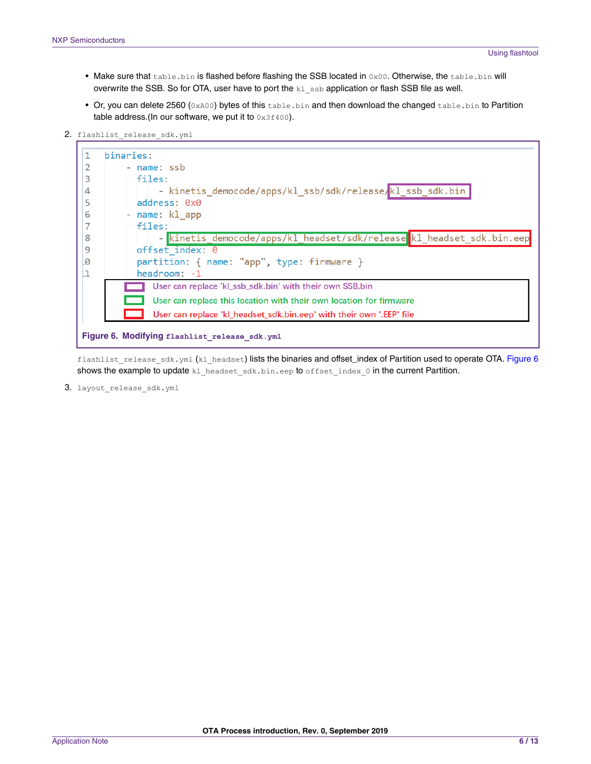- Make sure that `table.bin` is flashed before flashing the SSB located in `0x00`. Otherwise, the `table.bin` will overwrite the SSB. So for OTA, user have to port the `kl_ssb` application or flash SSB file as well.
- Or, you can delete 2560 (`0xA00`) bytes of this `table.bin` and then download the changed `table.bin` to Partition table address.(In our software, we put it to `0x3f400`).

2. `flashlist_release_sdk.yml`

```
1  binaries:
2      - name: ssb
3        files:
4          - kinetis_democode/apps/kl_ssb/sdk/release/kl_ssb_sdk.bin
5        address: 0x0
6      - name: kl_app
7        files:
8          - kinetis_democode/apps/kl_headset/sdk/release/kl_headset_sdk.bin.eep
9        offset_index: 0
10       partition: { name: "app", type: firmware }
11       headroom: -1
```

User can replace 'kl_ssb_sdk.bin' with their own SSB.bin

User can replace this location with their own location for firmware

User can replace 'kl_headset_sdk.bin.eep' with their own '.EEP' file

**Figure 6. Modifying `flashlist_release_sdk.yml`**

`flashlist_release_sdk.yml` (`kl_headset`) lists the binaries and offset_index of Partition used to operate OTA. Figure 6 shows the example to update `kl_headset_sdk.bin.eep` to `offset_index_0` in the current Partition.

3. `layout_release_sdk.yml`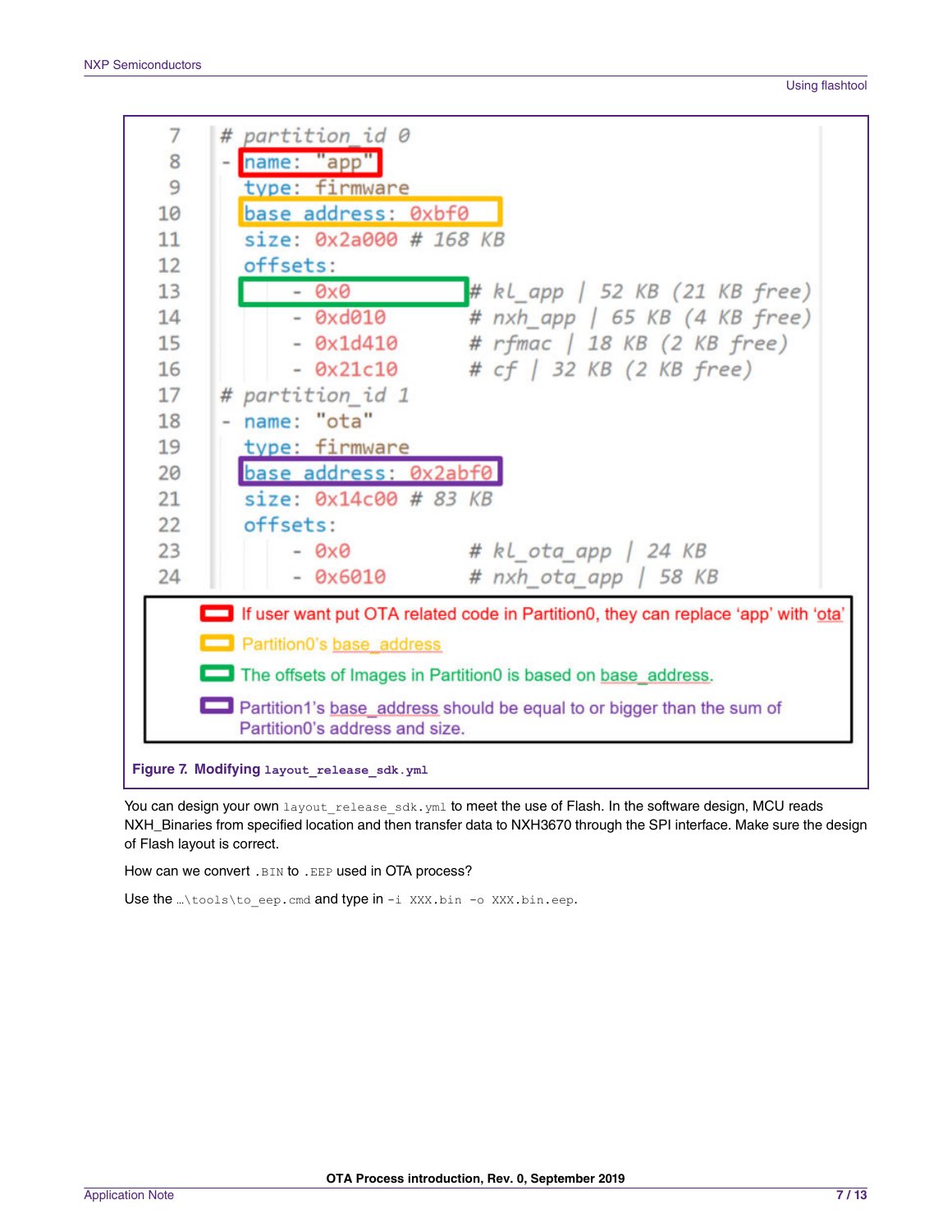```
 7  # partition_id 0
 8  - name: "app"
 9    type: firmware
10    base_address: 0xbf0
11    size: 0x2a000 # 168 KB
12    offsets:
13        - 0x0          # kl_app | 52 KB (21 KB free)
14        - 0xd010       # nxh_app | 65 KB (4 KB free)
15        - 0x1d410      # rfmac | 18 KB (2 KB free)
16        - 0x21c10      # cf | 32 KB (2 KB free)
17  # partition_id 1
18  - name: "ota"
19    type: firmware
20    base_address: 0x2abf0
21    size: 0x14c00 # 83 KB
22    offsets:
23        - 0x0          # kl_ota_app | 24 KB
24        - 0x6010       # nxh_ota_app | 58 KB
```

- (Red) If user want put OTA related code in Partition0, they can replace 'app' with 'ota'
- (Yellow) Partition0's base_address
- (Green) The offsets of Images in Partition0 is based on base_address.
- (Purple) Partition1's base_address should be equal to or bigger than the sum of Partition0's address and size.

**Figure 7. Modifying `layout_release_sdk.yml`**

You can design your own `layout_release_sdk.yml` to meet the use of Flash. In the software design, MCU reads NXH_Binaries from specified location and then transfer data to NXH3670 through the SPI interface. Make sure the design of Flash layout is correct.

How can we convert `.BIN` to `.EEP` used in OTA process?

Use the `…\tools\to_eep.cmd` and type in `-i XXX.bin -o XXX.bin.eep`.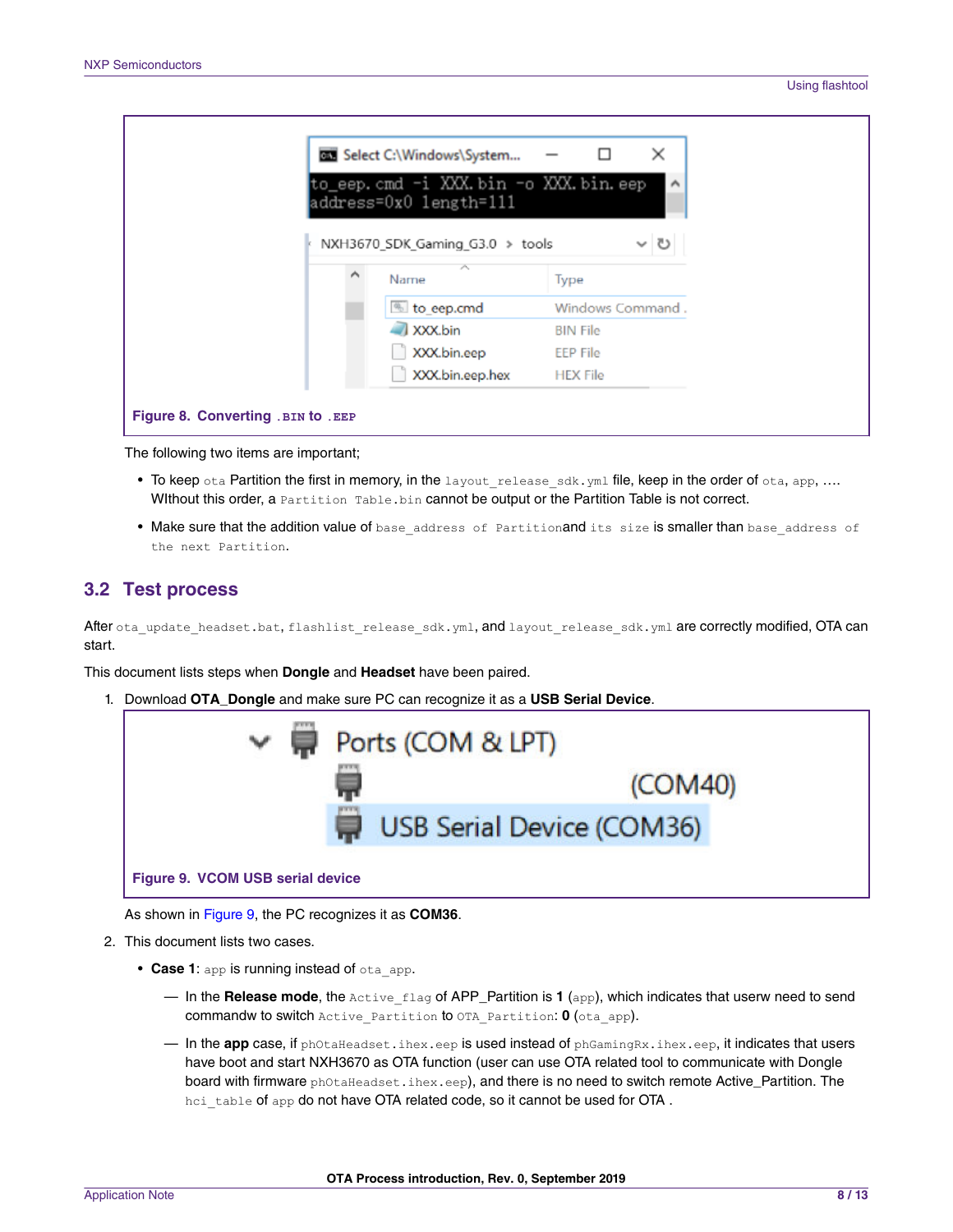Figure 8. Converting .BIN to .EEP

The following two items are important;

- To keep ota Partition the first in memory, in the layout_release_sdk.yml file, keep in the order of ota, app, …. WIthout this order, a Partition Table.bin cannot be output or the Partition Table is not correct.
- Make sure that the addition value of base_address of Partitionand its size is smaller than base_address of the next Partition.

## 3.2 Test process

After ota_update_headset.bat, flashlist_release_sdk.yml, and layout_release_sdk.yml are correctly modified, OTA can start.

This document lists steps when **Dongle** and **Headset** have been paired.

1. Download **OTA_Dongle** and make sure PC can recognize it as a **USB Serial Device**.

   Figure 9. VCOM USB serial device

   As shown in Figure 9, the PC recognizes it as **COM36**.

2. This document lists two cases.
   - **Case 1**: app is running instead of ota_app.
     - In the **Release mode**, the Active_flag of APP_Partition is **1** (app), which indicates that userw need to send commandw to switch Active_Partition to OTA_Partition: **0** (ota_app).
     - In the **app** case, if phOtaHeadset.ihex.eep is used instead of phGamingRx.ihex.eep, it indicates that users have boot and start NXH3670 as OTA function (user can use OTA related tool to communicate with Dongle board with firmware phOtaHeadset.ihex.eep), and there is no need to switch remote Active_Partition. The hci_table of app do not have OTA related code, so it cannot be used for OTA .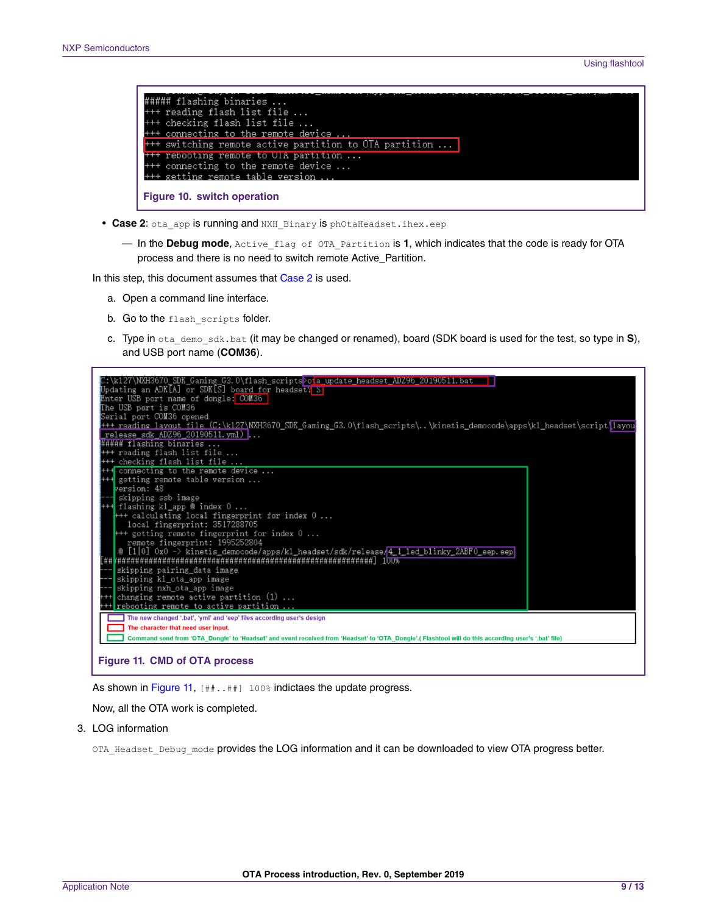```
##### flashing binaries ...
+++ reading flash list file ...
+++ checking flash list file ...
+++ connecting to the remote device ...
+++ switching remote active partition to OTA partition ...
+++ rebooting remote to OTA partition ...
+++ connecting to the remote device ...
+++ getting remote table version ...
```

**Figure 10. switch operation**

- **Case 2**: `ota_app` is running and `NXH_Binary` is `phOtaHeadset.ihex.eep`
  - In the **Debug mode**, `Active_flag of OTA_Partition` is **1**, which indicates that the code is ready for OTA process and there is no need to switch remote Active_Partition.

In this step, this document assumes that Case 2 is used.

a. Open a command line interface.

b. Go to the `flash_scripts` folder.

c. Type in `ota_demo_sdk.bat` (it may be changed or renamed), board (SDK board is used for the test, so type in **S**), and USB port name (**COM36**).

```
C:\k127\NXH3670_SDK_Gaming_G3.0\flash_scripts>ota_update_headset_ADZ96_20190511.bat
Updating an ADK[A] or SDK[S] board for headset? S
Enter USB port name of dongle: COM36
The USB port is COM36
Serial port COM36 opened
+++ reading layout file (C:\k127\NXH3670_SDK_Gaming_G3.0\flash_scripts\..\kinetis_democode\apps\k1_headset\script\layout_release_sdk_ADZ96_20190511.yml) ...
##### flashing binaries ...
+++ reading flash list file ...
+++ checking flash list file ...
+++ connecting to the remote device ...
+++ getting remote table version ...
version: 48
--- skipping ssb image
+++ flashing kl_app @ index 0 ...
+++ calculating local fingerprint for index 0 ...
    local fingerprint: 3517288705
+++ getting remote fingerprint for index 0 ...
    remote fingerprint: 1995252804
  @ [1|0] 0x0 -> kinetis_democode/apps/kl_headset/sdk/release/4_1_led_blinky_2ABF0_eep.eep
[####################################################################] 100%
--- skipping pairing_data image
--- skipping kl_ota_app image
--- skipping nxh_ota_app image
+++ changing remote active partition (1) ...
+++ rebooting remote to active partition ...
```

The new changed '.bat', 'yml' and 'eep' files according user's design

The character that need user input.

Command send from 'OTA_Dongle' to 'Headset' and event received from 'Headset' to 'OTA_Dongle'.( Flashtool will do this according user's '.bat' file)

**Figure 11. CMD of OTA process**

As shown in Figure 11, `[##..##] 100%` indictaes the update progress.

Now, all the OTA work is completed.

3. LOG information

`OTA_Headset_Debug_mode` provides the LOG information and it can be downloaded to view OTA progress better.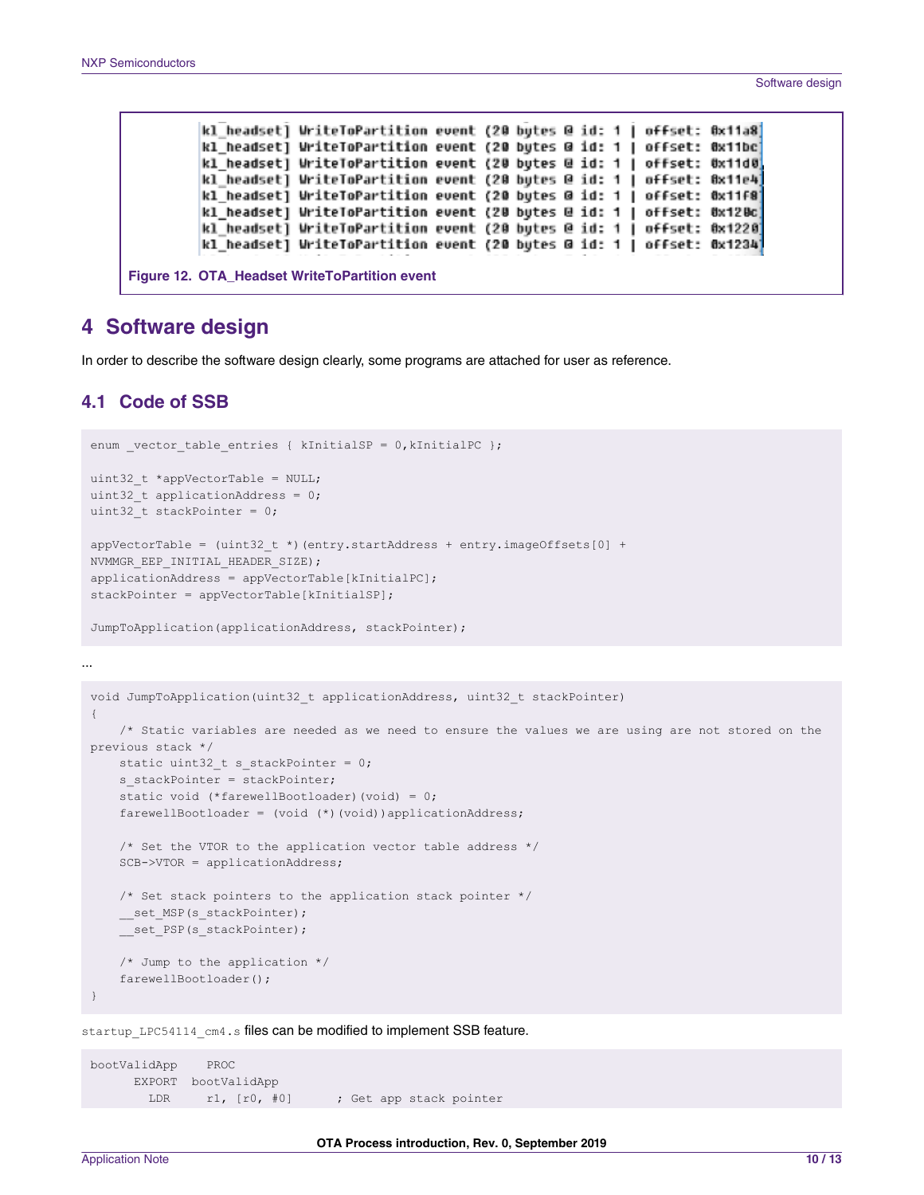```
kl_headset] WriteToPartition event (20 bytes @ id: 1 | offset: 0x11a8]
kl_headset] WriteToPartition event (20 bytes @ id: 1 | offset: 0x11bc]
kl_headset] WriteToPartition event (20 bytes @ id: 1 | offset: 0x11d0]
kl_headset] WriteToPartition event (20 bytes @ id: 1 | offset: 0x11e4]
kl_headset] WriteToPartition event (20 bytes @ id: 1 | offset: 0x11f8]
kl_headset] WriteToPartition event (20 bytes @ id: 1 | offset: 0x120c]
kl_headset] WriteToPartition event (20 bytes @ id: 1 | offset: 0x1220]
kl_headset] WriteToPartition event (20 bytes @ id: 1 | offset: 0x1234]
```

**Figure 12. OTA_Headset WriteToPartition event**

# 4 Software design

In order to describe the software design clearly, some programs are attached for user as reference.

## 4.1 Code of SSB

```
enum _vector_table_entries { kInitialSP = 0,kInitialPC };

uint32_t *appVectorTable = NULL;
uint32_t applicationAddress = 0;
uint32_t stackPointer = 0;

appVectorTable = (uint32_t *)(entry.startAddress + entry.imageOffsets[0] +
NVMMGR_EEP_INITIAL_HEADER_SIZE);
applicationAddress = appVectorTable[kInitialPC];
stackPointer = appVectorTable[kInitialSP];

JumpToApplication(applicationAddress, stackPointer);
```

...

```
void JumpToApplication(uint32_t applicationAddress, uint32_t stackPointer)
{
    /* Static variables are needed as we need to ensure the values we are using are not stored on the
previous stack */
    static uint32_t s_stackPointer = 0;
    s_stackPointer = stackPointer;
    static void (*farewellBootloader)(void) = 0;
    farewellBootloader = (void (*)(void))applicationAddress;

    /* Set the VTOR to the application vector table address */
    SCB->VTOR = applicationAddress;

    /* Set stack pointers to the application stack pointer */
    __set_MSP(s_stackPointer);
    __set_PSP(s_stackPointer);

    /* Jump to the application */
    farewellBootloader();
}
```

`startup_LPC54114_cm4.s` files can be modified to implement SSB feature.

```
bootValidApp    PROC
      EXPORT  bootValidApp
        LDR     r1, [r0, #0]       ; Get app stack pointer
```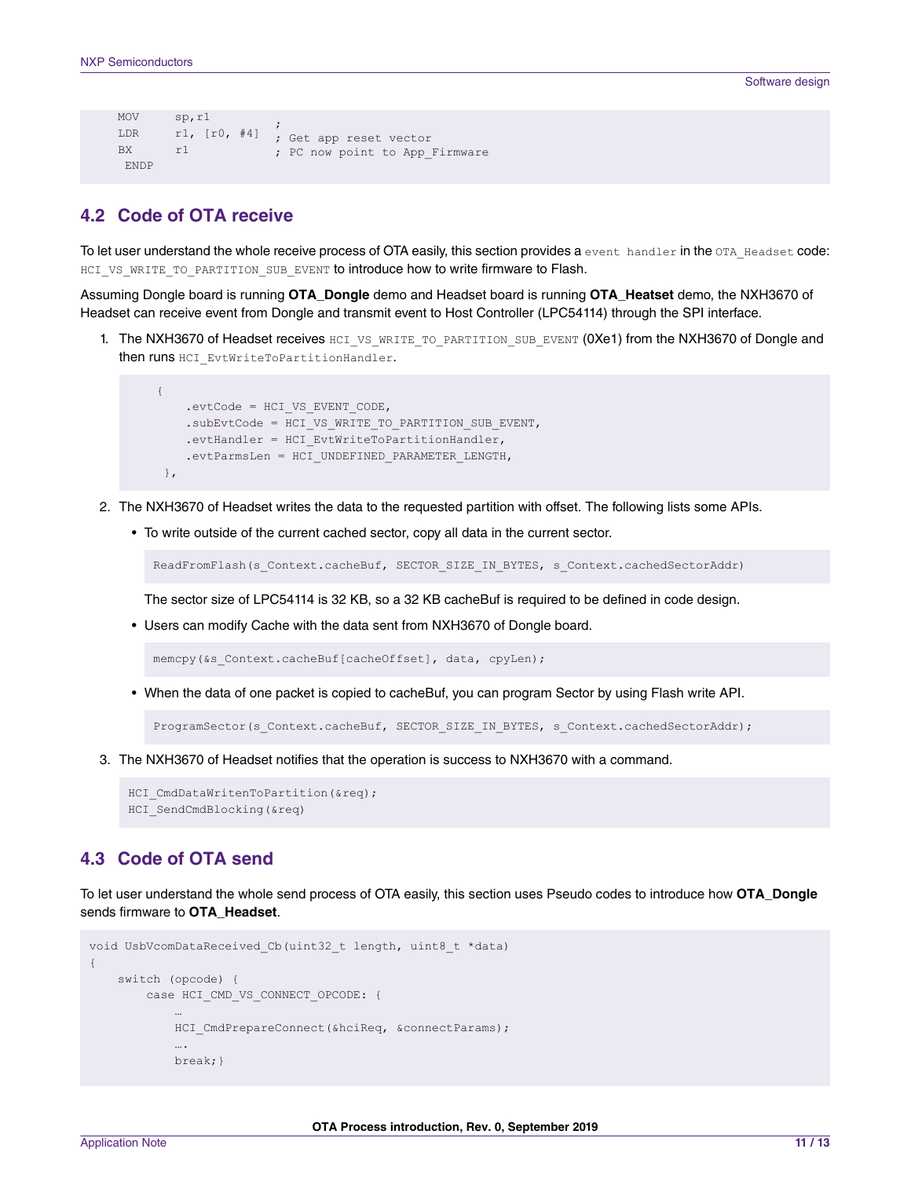```
    MOV     sp,r1          ;
    LDR     r1, [r0, #4]   ; Get app reset vector
    BX      r1             ; PC now point to App_Firmware
     ENDP
```

## 4.2 Code of OTA receive

To let user understand the whole receive process of OTA easily, this section provides a `event handler` in the `OTA_Headset` code: `HCI_VS_WRITE_TO_PARTITION_SUB_EVENT` to introduce how to write firmware to Flash.

Assuming Dongle board is running **OTA_Dongle** demo and Headset board is running **OTA_Heatset** demo, the NXH3670 of Headset can receive event from Dongle and transmit event to Host Controller (LPC54114) through the SPI interface.

1. The NXH3670 of Headset receives `HCI_VS_WRITE_TO_PARTITION_SUB_EVENT` (0Xe1) from the NXH3670 of Dongle and then runs `HCI_EvtWriteToPartitionHandler`.

   ```
   {
       .evtCode = HCI_VS_EVENT_CODE,
       .subEvtCode = HCI_VS_WRITE_TO_PARTITION_SUB_EVENT,
       .evtHandler = HCI_EvtWriteToPartitionHandler,
       .evtParmsLen = HCI_UNDEFINED_PARAMETER_LENGTH,
    },
   ```

2. The NXH3670 of Headset writes the data to the requested partition with offset. The following lists some APIs.
   - To write outside of the current cached sector, copy all data in the current sector.

     ```
     ReadFromFlash(s_Context.cacheBuf, SECTOR_SIZE_IN_BYTES, s_Context.cachedSectorAddr)
     ```

     The sector size of LPC54114 is 32 KB, so a 32 KB cacheBuf is required to be defined in code design.
   - Users can modify Cache with the data sent from NXH3670 of Dongle board.

     ```
     memcpy(&s_Context.cacheBuf[cacheOffset], data, cpyLen);
     ```

   - When the data of one packet is copied to cacheBuf, you can program Sector by using Flash write API.

     ```
     ProgramSector(s_Context.cacheBuf, SECTOR_SIZE_IN_BYTES, s_Context.cachedSectorAddr);
     ```

3. The NXH3670 of Headset notifies that the operation is success to NXH3670 with a command.

   ```
   HCI_CmdDataWritenToPartition(&req);
   HCI_SendCmdBlocking(&req)
   ```

## 4.3 Code of OTA send

To let user understand the whole send process of OTA easily, this section uses Pseudo codes to introduce how **OTA_Dongle** sends firmware to **OTA_Headset**.

```
void UsbVcomDataReceived_Cb(uint32_t length, uint8_t *data)
{
    switch (opcode) {
        case HCI_CMD_VS_CONNECT_OPCODE: {
            …
            HCI_CmdPrepareConnect(&hciReq, &connectParams);
            ….
            break;}
```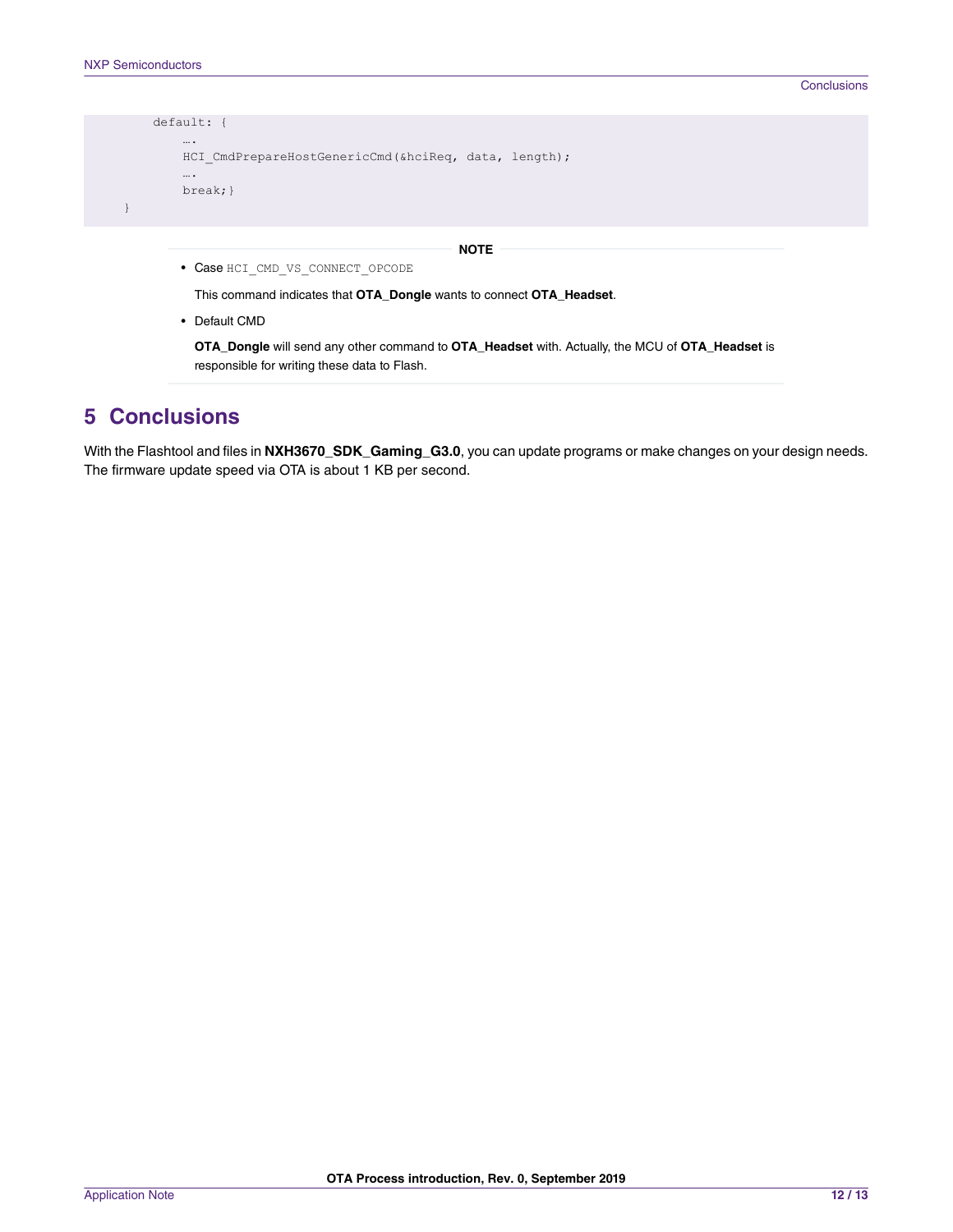```
        default: {
            ….
            HCI_CmdPrepareHostGenericCmd(&hciReq, data, length);
            ….
            break;}
    }
```

**NOTE**

- Case `HCI_CMD_VS_CONNECT_OPCODE`

  This command indicates that **OTA_Dongle** wants to connect **OTA_Headset**.

- Default CMD

  **OTA_Dongle** will send any other command to **OTA_Headset** with. Actually, the MCU of **OTA_Headset** is responsible for writing these data to Flash.

## 5 Conclusions

With the Flashtool and files in **NXH3670_SDK_Gaming_G3.0**, you can update programs or make changes on your design needs. The firmware update speed via OTA is about 1 KB per second.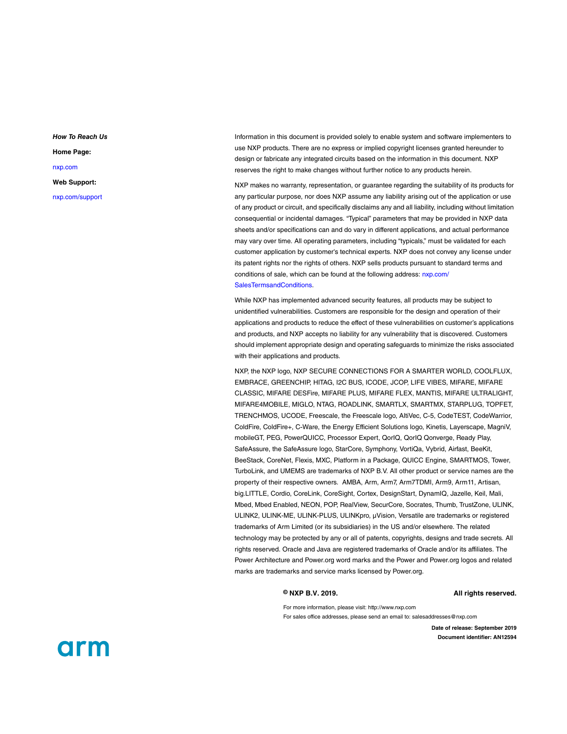***How To Reach Us***

**Home Page:**

nxp.com

**Web Support:**

nxp.com/support

Information in this document is provided solely to enable system and software implementers to use NXP products. There are no express or implied copyright licenses granted hereunder to design or fabricate any integrated circuits based on the information in this document. NXP reserves the right to make changes without further notice to any products herein.

NXP makes no warranty, representation, or guarantee regarding the suitability of its products for any particular purpose, nor does NXP assume any liability arising out of the application or use of any product or circuit, and specifically disclaims any and all liability, including without limitation consequential or incidental damages. “Typical” parameters that may be provided in NXP data sheets and/or specifications can and do vary in different applications, and actual performance may vary over time. All operating parameters, including “typicals,” must be validated for each customer application by customer's technical experts. NXP does not convey any license under its patent rights nor the rights of others. NXP sells products pursuant to standard terms and conditions of sale, which can be found at the following address: nxp.com/SalesTermsandConditions.

While NXP has implemented advanced security features, all products may be subject to unidentified vulnerabilities. Customers are responsible for the design and operation of their applications and products to reduce the effect of these vulnerabilities on customer’s applications and products, and NXP accepts no liability for any vulnerability that is discovered. Customers should implement appropriate design and operating safeguards to minimize the risks associated with their applications and products.

NXP, the NXP logo, NXP SECURE CONNECTIONS FOR A SMARTER WORLD, COOLFLUX, EMBRACE, GREENCHIP, HITAG, I2C BUS, ICODE, JCOP, LIFE VIBES, MIFARE, MIFARE CLASSIC, MIFARE DESFire, MIFARE PLUS, MIFARE FLEX, MANTIS, MIFARE ULTRALIGHT, MIFARE4MOBILE, MIGLO, NTAG, ROADLINK, SMARTLX, SMARTMX, STARPLUG, TOPFET, TRENCHMOS, UCODE, Freescale, the Freescale logo, AltiVec, C-5, CodeTEST, CodeWarrior, ColdFire, ColdFire+, C-Ware, the Energy Efficient Solutions logo, Kinetis, Layerscape, MagniV, mobileGT, PEG, PowerQUICC, Processor Expert, QorIQ, QorIQ Qonverge, Ready Play, SafeAssure, the SafeAssure logo, StarCore, Symphony, VortiQa, Vybrid, Airfast, BeeKit, BeeStack, CoreNet, Flexis, MXC, Platform in a Package, QUICC Engine, SMARTMOS, Tower, TurboLink, and UMEMS are trademarks of NXP B.V. All other product or service names are the property of their respective owners. AMBA, Arm, Arm7, Arm7TDMI, Arm9, Arm11, Artisan, big.LITTLE, Cordio, CoreLink, CoreSight, Cortex, DesignStart, DynamIQ, Jazelle, Keil, Mali, Mbed, Mbed Enabled, NEON, POP, RealView, SecurCore, Socrates, Thumb, TrustZone, ULINK, ULINK2, ULINK-ME, ULINK-PLUS, ULINKpro, µVision, Versatile are trademarks or registered trademarks of Arm Limited (or its subsidiaries) in the US and/or elsewhere. The related technology may be protected by any or all of patents, copyrights, designs and trade secrets. All rights reserved. Oracle and Java are registered trademarks of Oracle and/or its affiliates. The Power Architecture and Power.org word marks and the Power and Power.org logos and related marks are trademarks and service marks licensed by Power.org.

**© NXP B.V. 2019.** **All rights reserved.**

For more information, please visit: http://www.nxp.com
For sales office addresses, please send an email to: salesaddresses@nxp.com

**Date of release: September 2019**
**Document identifier: AN12594**

arm